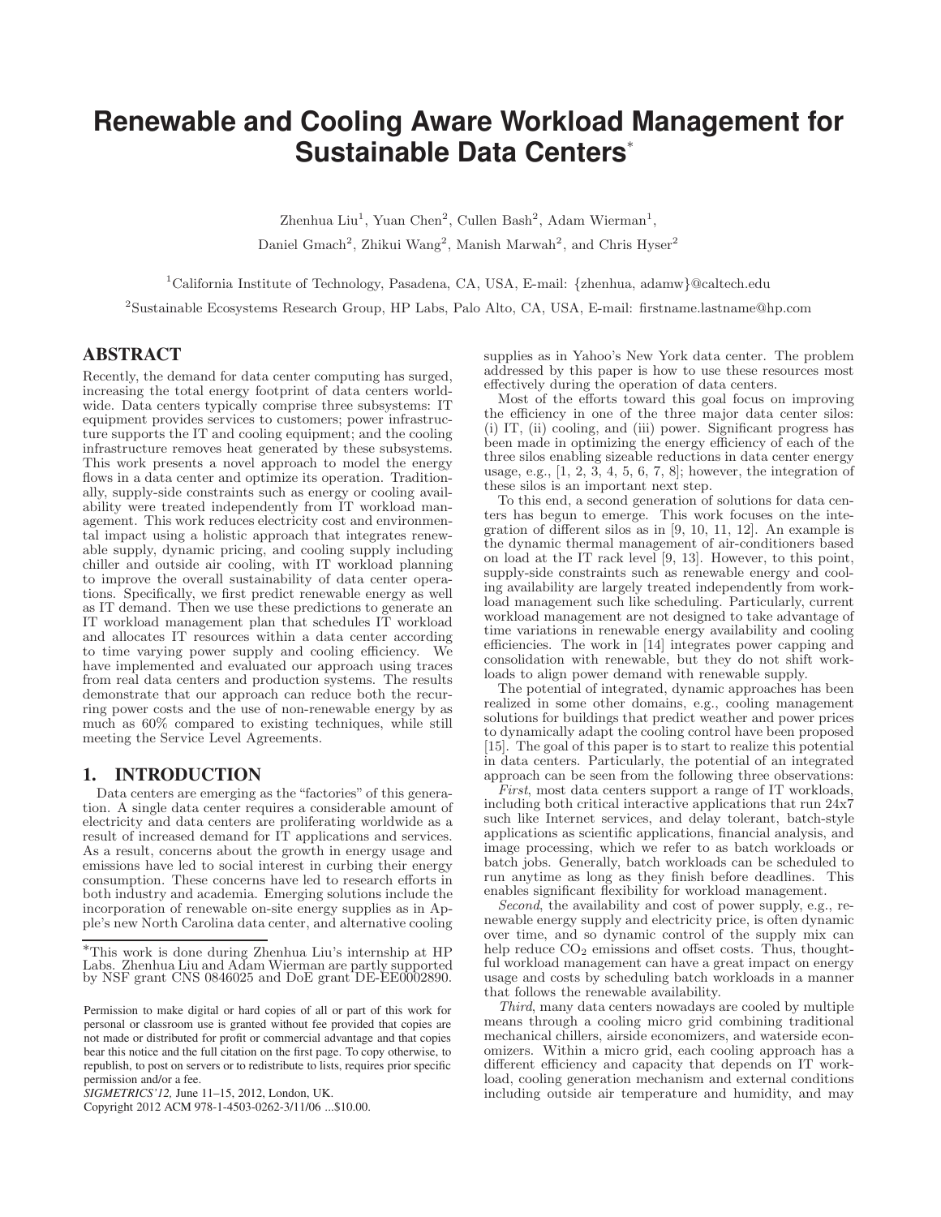# Renewable and Cooling Aware Workload Management for Sustainable Data Centers*

Zhenhua Liu[1], Yuan Chen[2], Cullen Bash[2], Adam Wierman[1], Daniel Gmach[2], Zhikui Wang[2], Manish Marwah[2], and Chris Hyser[2]

[1]California Institute of Technology, Pasadena, CA, USA, E-mail: {zhenhua, adamw}@caltech.edu

[2]Sustainable Ecosystems Research Group, HP Labs, Palo Alto, CA, USA, E-mail: firstname.lastname@hp.com

## ABSTRACT

Recently, the demand for data center computing has surged, increasing the total energy footprint of data centers worldwide. Data centers typically comprise three subsystems: IT equipment provides services to customers; power infrastructure supports the IT and cooling equipment; and the cooling infrastructure removes heat generated by these subsystems. This work presents a novel approach to model the energy flows in a data center and optimize its operation. Traditionally, supply-side constraints such as energy or cooling availability were treated independently from IT workload management. This work reduces electricity cost and environmental impact using a holistic approach that integrates renewable supply, dynamic pricing, and cooling supply including chiller and outside air cooling, with IT workload planning to improve the overall sustainability of data center operations. Specifically, we first predict renewable energy as well as IT demand. Then we use these predictions to generate an IT workload management plan that schedules IT workload and allocates IT resources within a data center according to time varying power supply and cooling efficiency. We have implemented and evaluated our approach using traces from real data centers and production systems. The results demonstrate that our approach can reduce both the recurring power costs and the use of non-renewable energy by as much as 60% compared to existing techniques, while still meeting the Service Level Agreements.

## 1. INTRODUCTION

Data centers are emerging as the "factories" of this generation. A single data center requires a considerable amount of electricity and data centers are proliferating worldwide as a result of increased demand for IT applications and services. As a result, concerns about the growth in energy usage and emissions have led to social interest in curbing their energy consumption. These concerns have led to research efforts in both industry and academia. Emerging solutions include the incorporation of renewable on-site energy supplies as in Apple's new North Carolina data center, and alternative cooling supplies as in Yahoo's New York data center. The problem addressed by this paper is how to use these resources most effectively during the operation of data centers.

Most of the efforts toward this goal focus on improving the efficiency in one of the three major data center silos: (i) IT, (ii) cooling, and (iii) power. Significant progress has been made in optimizing the energy efficiency of each of the three silos enabling sizeable reductions in data center energy usage, e.g., [1, 2, 3, 4, 5, 6, 7, 8]; however, the integration of these silos is an important next step.

To this end, a second generation of solutions for data centers has begun to emerge. This work focuses on the integration of different silos as in [9, 10, 11, 12]. An example is the dynamic thermal management of air-conditioners based on load at the IT rack level [9, 13]. However, to this point, supply-side constraints such as renewable energy and cooling availability are largely treated independently from workload management such like scheduling. Particularly, current workload management are not designed to take advantage of time variations in renewable energy availability and cooling efficiencies. The work in [14] integrates power capping and consolidation with renewable, but they do not shift workloads to align power demand with renewable supply.

The potential of integrated, dynamic approaches has been realized in some other domains, e.g., cooling management solutions for buildings that predict weather and power prices to dynamically adapt the cooling control have been proposed [15]. The goal of this paper is to start to realize this potential in data centers. Particularly, the potential of an integrated approach can be seen from the following three observations:

*First*, most data centers support a range of IT workloads, including both critical interactive applications that run 24x7 such like Internet services, and delay tolerant, batch-style applications as scientific applications, financial analysis, and image processing, which we refer to as batch workloads or batch jobs. Generally, batch workloads can be scheduled to run anytime as long as they finish before deadlines. This enables significant flexibility for workload management.

*Second*, the availability and cost of power supply, e.g., renewable energy supply and electricity price, is often dynamic over time, and so dynamic control of the supply mix can help reduce $CO_2$ emissions and offset costs. Thus, thoughtful workload management can have a great impact on energy usage and costs by scheduling batch workloads in a manner that follows the renewable availability.

*Third*, many data centers nowadays are cooled by multiple means through a cooling micro grid combining traditional mechanical chillers, airside economizers, and waterside economizers. Within a micro grid, each cooling approach has a different efficiency and capacity that depends on IT workload, cooling generation mechanism and external conditions including outside air temperature and humidity, and may

*This work is done during Zhenhua Liu's internship at HP Labs. Zhenhua Liu and Adam Wierman are partly supported by NSF grant CNS 0846025 and DoE grant DE-EE0002890.

Permission to make digital or hard copies of all or part of this work for personal or classroom use is granted without fee provided that copies are not made or distributed for profit or commercial advantage and that copies bear this notice and the full citation on the first page. To copy otherwise, to republish, to post on servers or to redistribute to lists, requires prior specific permission and/or a fee.
*SIGMETRICS'12,* June 11–15, 2012, London, UK.
Copyright 2012 ACM 978-1-4503-0262-3/11/06 ...$10.00.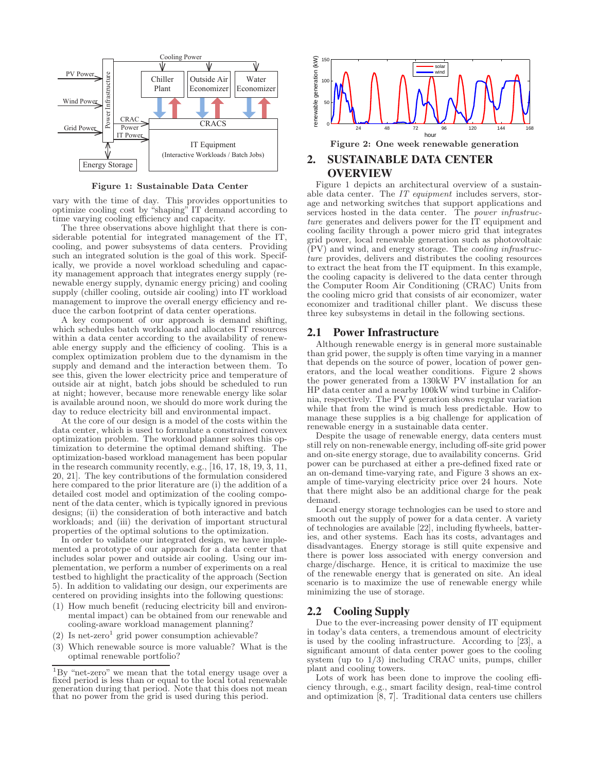Figure 1: Sustainable Data Center

vary with the time of day. This provides opportunities to optimize cooling cost by "shaping" IT demand according to time varying cooling efficiency and capacity.

The three observations above highlight that there is considerable potential for integrated management of the IT, cooling, and power subsystems of data centers. Providing such an integrated solution is the goal of this work. Specifically, we provide a novel workload scheduling and capacity management approach that integrates energy supply (renewable energy supply, dynamic energy pricing) and cooling supply (chiller cooling, outside air cooling) into IT workload management to improve the overall energy efficiency and reduce the carbon footprint of data center operations.

A key component of our approach is demand shifting, which schedules batch workloads and allocates IT resources within a data center according to the availability of renewable energy supply and the efficiency of cooling. This is a complex optimization problem due to the dynamism in the supply and demand and the interaction between them. To see this, given the lower electricity price and temperature of outside air at night, batch jobs should be scheduled to run at night; however, because more renewable energy like solar is available around noon, we should do more work during the day to reduce electricity bill and environmental impact.

At the core of our design is a model of the costs within the data center, which is used to formulate a constrained convex optimization problem. The workload planner solves this optimization to determine the optimal demand shifting. The optimization-based workload management has been popular in the research community recently, e.g., [16, 17, 18, 19, 3, 11, 20, 21]. The key contributions of the formulation considered here compared to the prior literature are (i) the addition of a detailed cost model and optimization of the cooling component of the data center, which is typically ignored in previous designs; (ii) the consideration of both interactive and batch workloads; and (iii) the derivation of important structural properties of the optimal solutions to the optimization.

In order to validate our integrated design, we have implemented a prototype of our approach for a data center that includes solar power and outside air cooling. Using our implementation, we perform a number of experiments on a real testbed to highlight the practicality of the approach (Section 5). In addition to validating our design, our experiments are centered on providing insights into the following questions:

(1) How much benefit (reducing electricity bill and environmental impact) can be obtained from our renewable and cooling-aware workload management planning?

(2) Is net-zero[1] grid power consumption achievable?

(3) Which renewable source is more valuable? What is the optimal renewable portfolio?

[1]By "net-zero" we mean that the total energy usage over a fixed period is less than or equal to the local total renewable generation during that period. Note that this does not mean that no power from the grid is used during this period.

Figure 2: One week renewable generation

## 2. SUSTAINABLE DATA CENTER OVERVIEW

Figure 1 depicts an architectural overview of a sustainable data center. The *IT equipment* includes servers, storage and networking switches that support applications and services hosted in the data center. The *power infrastructure* generates and delivers power for the IT equipment and cooling facility through a power micro grid that integrates grid power, local renewable generation such as photovoltaic (PV) and wind, and energy storage. The *cooling infrastructure* provides, delivers and distributes the cooling resources to extract the heat from the IT equipment. In this example, the cooling capacity is delivered to the data center through the Computer Room Air Conditioning (CRAC) Units from the cooling micro grid that consists of air economizer, water economizer and traditional chiller plant. We discuss these three key subsystems in detail in the following sections.

### 2.1 Power Infrastructure

Although renewable energy is in general more sustainable than grid power, the supply is often time varying in a manner that depends on the source of power, location of power generators, and the local weather conditions. Figure 2 shows the power generated from a 130kW PV installation for an HP data center and a nearby 100kW wind turbine in California, respectively. The PV generation shows regular variation while that from the wind is much less predictable. How to manage these supplies is a big challenge for application of renewable energy in a sustainable data center.

Despite the usage of renewable energy, data centers must still rely on non-renewable energy, including off-site grid power and on-site energy storage, due to availability concerns. Grid power can be purchased at either a pre-defined fixed rate or an on-demand time-varying rate, and Figure 3 shows an example of time-varying electricity price over 24 hours. Note that there might also be an additional charge for the peak demand.

Local energy storage technologies can be used to store and smooth out the supply of power for a data center. A variety of technologies are available [22], including flywheels, batteries, and other systems. Each has its costs, advantages and disadvantages. Energy storage is still quite expensive and there is power loss associated with energy conversion and charge/discharge. Hence, it is critical to maximize the use of the renewable energy that is generated on site. An ideal scenario is to maximize the use of renewable energy while minimizing the use of storage.

### 2.2 Cooling Supply

Due to the ever-increasing power density of IT equipment in today's data centers, a tremendous amount of electricity is used by the cooling infrastructure. According to [23], a significant amount of data center power goes to the cooling system (up to 1/3) including CRAC units, pumps, chiller plant and cooling towers.

Lots of work has been done to improve the cooling efficiency through, e.g., smart facility design, real-time control and optimization [8, 7]. Traditional data centers use chillers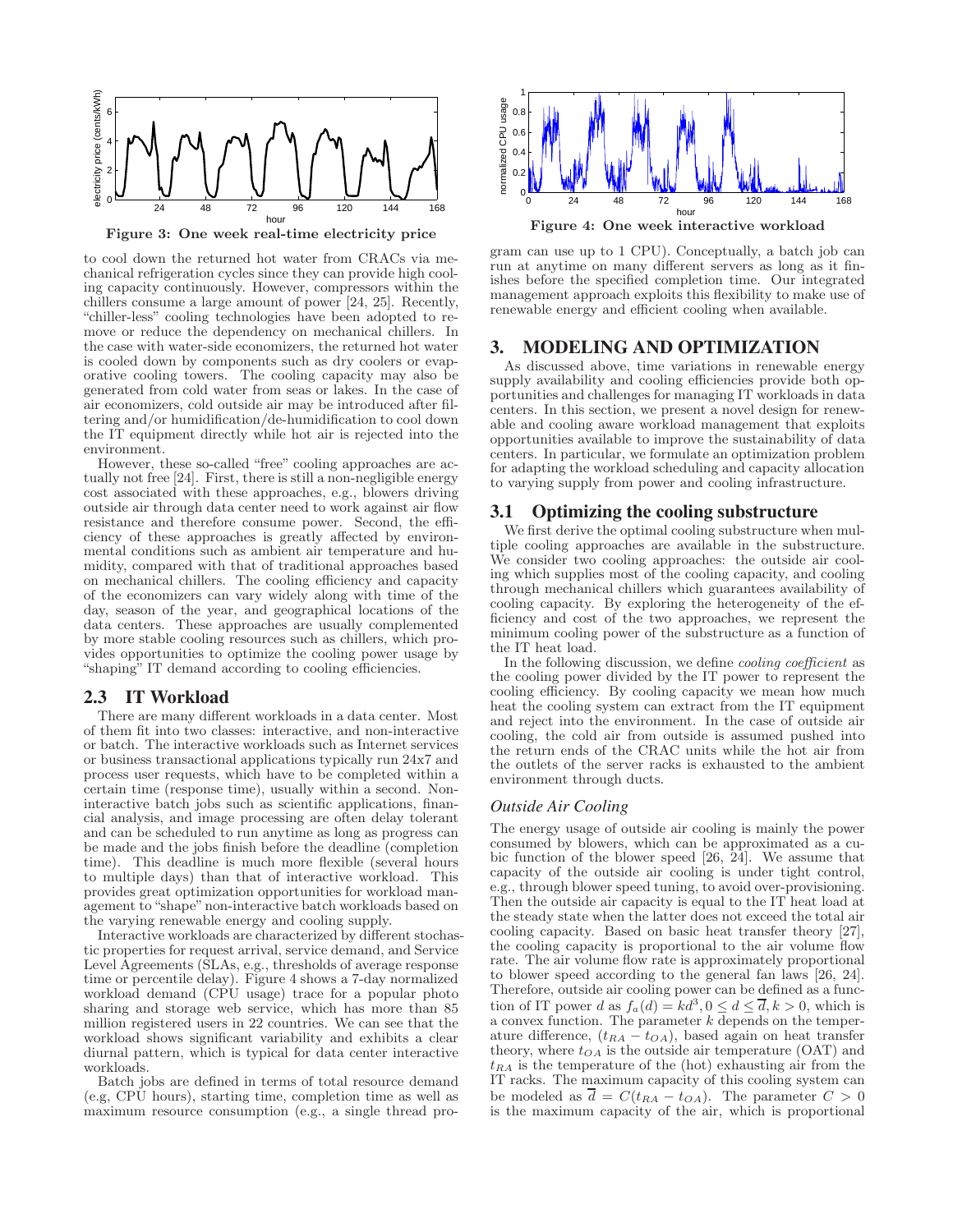Figure 3: One week real-time electricity price

to cool down the returned hot water from CRACs via mechanical refrigeration cycles since they can provide high cooling capacity continuously. However, compressors within the chillers consume a large amount of power [24, 25]. Recently, "chiller-less" cooling technologies have been adopted to remove or reduce the dependency on mechanical chillers. In the case with water-side economizers, the returned hot water is cooled down by components such as dry coolers or evaporative cooling towers. The cooling capacity may also be generated from cold water from seas or lakes. In the case of air economizers, cold outside air may be introduced after filtering and/or humidification/de-humidification to cool down the IT equipment directly while hot air is rejected into the environment.

However, these so-called "free" cooling approaches are actually not free [24]. First, there is still a non-negligible energy cost associated with these approaches, e.g., blowers driving outside air through data center need to work against air flow resistance and therefore consume power. Second, the efficiency of these approaches is greatly affected by environmental conditions such as ambient air temperature and humidity, compared with that of traditional approaches based on mechanical chillers. The cooling efficiency and capacity of the economizers can vary widely along with time of the day, season of the year, and geographical locations of the data centers. These approaches are usually complemented by more stable cooling resources such as chillers, which provides opportunities to optimize the cooling power usage by "shaping" IT demand according to cooling efficiencies.

## 2.3 IT Workload

There are many different workloads in a data center. Most of them fit into two classes: interactive, and non-interactive or batch. The interactive workloads such as Internet services or business transactional applications typically run 24x7 and process user requests, which have to be completed within a certain time (response time), usually within a second. Non-interactive batch jobs such as scientific applications, financial analysis, and image processing are often delay tolerant and can be scheduled to run anytime as long as progress can be made and the jobs finish before the deadline (completion time). This deadline is much more flexible (several hours to multiple days) than that of interactive workload. This provides great optimization opportunities for workload management to "shape" non-interactive batch workloads based on the varying renewable energy and cooling supply.

Interactive workloads are characterized by different stochastic properties for request arrival, service demand, and Service Level Agreements (SLAs, e.g., thresholds of average response time or percentile delay). Figure 4 shows a 7-day normalized workload demand (CPU usage) trace for a popular photo sharing and storage web service, which has more than 85 million registered users in 22 countries. We can see that the workload shows significant variability and exhibits a clear diurnal pattern, which is typical for data center interactive workloads.

Batch jobs are defined in terms of total resource demand (e.g, CPU hours), starting time, completion time as well as maximum resource consumption (e.g., a single thread program can use up to 1 CPU). Conceptually, a batch job can run at anytime on many different servers as long as it finishes before the specified completion time. Our integrated management approach exploits this flexibility to make use of renewable energy and efficient cooling when available.

Figure 4: One week interactive workload

# 3. MODELING AND OPTIMIZATION

As discussed above, time variations in renewable energy supply availability and cooling efficiencies provide both opportunities and challenges for managing IT workloads in data centers. In this section, we present a novel design for renewable and cooling aware workload management that exploits opportunities available to improve the sustainability of data centers. In particular, we formulate an optimization problem for adapting the workload scheduling and capacity allocation to varying supply from power and cooling infrastructure.

## 3.1 Optimizing the cooling substructure

We first derive the optimal cooling substructure when multiple cooling approaches are available in the substructure. We consider two cooling approaches: the outside air cooling which supplies most of the cooling capacity, and cooling through mechanical chillers which guarantees availability of cooling capacity. By exploring the heterogeneity of the efficiency and cost of the two approaches, we represent the minimum cooling power of the substructure as a function of the IT heat load.

In the following discussion, we define *cooling coefficient* as the cooling power divided by the IT power to represent the cooling efficiency. By cooling capacity we mean how much heat the cooling system can extract from the IT equipment and reject into the environment. In the case of outside air cooling, the cold air from outside is assumed pushed into the return ends of the CRAC units while the hot air from the outlets of the server racks is exhausted to the ambient environment through ducts.

### *Outside Air Cooling*

The energy usage of outside air cooling is mainly the power consumed by blowers, which can be approximated as a cubic function of the blower speed [26, 24]. We assume that capacity of the outside air cooling is under tight control, e.g., through blower speed tuning, to avoid over-provisioning. Then the outside air capacity is equal to the IT heat load at the steady state when the latter does not exceed the total air cooling capacity. Based on basic heat transfer theory [27], the cooling capacity is proportional to the air volume flow rate. The air volume flow rate is approximately proportional to blower speed according to the general fan laws [26, 24]. Therefore, outside air cooling power can be defined as a function of IT power $d$ as $f_a(d) = kd^3, 0 \leq d \leq \overline{d}, k > 0$, which is a convex function. The parameter $k$ depends on the temperature difference, $(t_{RA} - t_{OA})$, based again on heat transfer theory, where $t_{OA}$ is the outside air temperature (OAT) and $t_{RA}$ is the temperature of the (hot) exhausting air from the IT racks. The maximum capacity of this cooling system can be modeled as $\overline{d} = C(t_{RA} - t_{OA})$. The parameter $C > 0$ is the maximum capacity of the air, which is proportional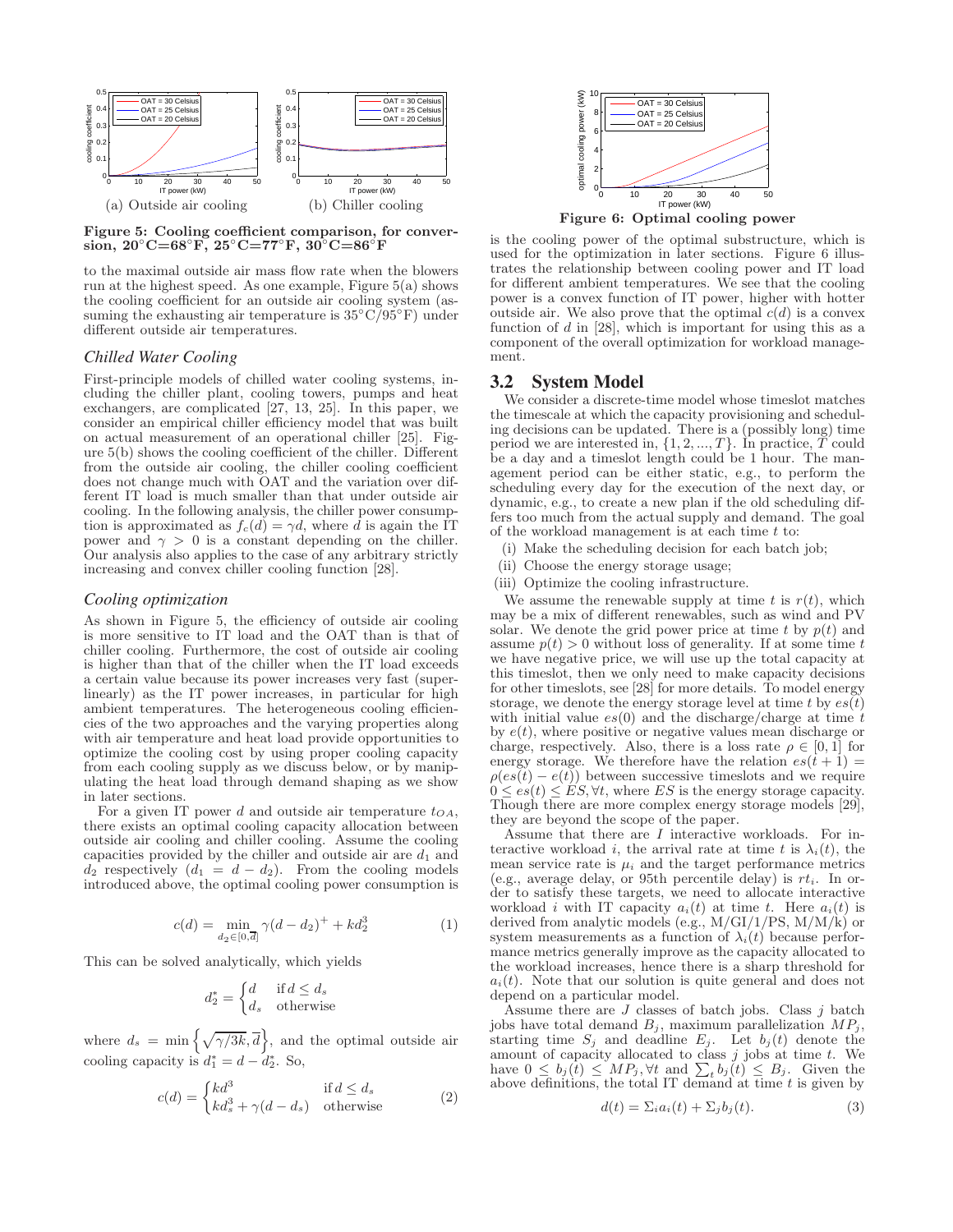(a) Outside air cooling

(b) Chiller cooling

**Figure 5: Cooling coefficient comparison, for conversion, 20°C=68°F, 25°C=77°F, 30°C=86°F**

to the maximal outside air mass flow rate when the blowers run at the highest speed. As one example, Figure 5(a) shows the cooling coefficient for an outside air cooling system (assuming the exhausting air temperature is 35°C/95°F) under different outside air temperatures.

### *Chilled Water Cooling*

First-principle models of chilled water cooling systems, including the chiller plant, cooling towers, pumps and heat exchangers, are complicated [27, 13, 25]. In this paper, we consider an empirical chiller efficiency model that was built on actual measurement of an operational chiller [25]. Figure 5(b) shows the cooling coefficient of the chiller. Different from the outside air cooling, the chiller cooling coefficient does not change much with OAT and the variation over different IT load is much smaller than that under outside air cooling. In the following analysis, the chiller power consumption is approximated as $f_c(d) = \gamma d$, where $d$ is again the IT power and $\gamma > 0$ is a constant depending on the chiller. Our analysis also applies to the case of any arbitrary strictly increasing and convex chiller cooling function [28].

### *Cooling optimization*

As shown in Figure 5, the efficiency of outside air cooling is more sensitive to IT load and the OAT than is that of chiller cooling. Furthermore, the cost of outside air cooling is higher than that of the chiller when the IT load exceeds a certain value because its power increases very fast (super-linearly) as the IT power increases, in particular for high ambient temperatures. The heterogeneous cooling efficiencies of the two approaches and the varying properties along with air temperature and heat load provide opportunities to optimize the cooling cost by using proper cooling capacity from each cooling supply as we discuss below, or by manipulating the heat load through demand shaping as we show in later sections.

For a given IT power $d$ and outside air temperature $t_{OA}$, there exists an optimal cooling capacity allocation between outside air cooling and chiller cooling. Assume the cooling capacities provided by the chiller and outside air are $d_1$ and $d_2$ respectively ($d_1 = d - d_2$). From the cooling models introduced above, the optimal cooling power consumption is

$$c(d) = \min_{d_2 \in [0, \overline{d}]} \gamma(d - d_2)^+ + k d_2^3 \tag{1}$$

This can be solved analytically, which yields

$$d_2^* = \begin{cases} d & \text{if } d \leq d_s \\ d_s & \text{otherwise} \end{cases}$$

where $d_s = \min\left\{\sqrt{\gamma/3k}, \overline{d}\right\}$, and the optimal outside air cooling capacity is $d_1^* = d - d_2^*$. So,

$$c(d) = \begin{cases} k d^3 & \text{if } d \leq d_s \\ k d_s^3 + \gamma(d - d_s) & \text{otherwise} \end{cases} \tag{2}$$

**Figure 6: Optimal cooling power**

is the cooling power of the optimal substructure, which is used for the optimization in later sections. Figure 6 illustrates the relationship between cooling power and IT load for different ambient temperatures. We see that the cooling power is a convex function of IT power, higher with hotter outside air. We also prove that the optimal $c(d)$ is a convex function of $d$ in [28], which is important for using this as a component of the overall optimization for workload management.

## 3.2 System Model

We consider a discrete-time model whose timeslot matches the timescale at which the capacity provisioning and scheduling decisions can be updated. There is a (possibly long) time period we are interested in, $\{1, 2, ..., T\}$. In practice, $T$ could be a day and a timeslot length could be 1 hour. The management period can be either static, e.g., to perform the scheduling every day for the execution of the next day, or dynamic, e.g., to create a new plan if the old scheduling differs too much from the actual supply and demand. The goal of the workload management is at each time $t$ to:

(i) Make the scheduling decision for each batch job;

(ii) Choose the energy storage usage;

(iii) Optimize the cooling infrastructure.

We assume the renewable supply at time $t$ is $r(t)$, which may be a mix of different renewables, such as wind and PV solar. We denote the grid power price at time $t$ by $p(t)$ and assume $p(t) > 0$ without loss of generality. If at some time $t$ we have negative price, we will use up the total capacity at this timeslot, then we only need to make capacity decisions for other timeslots, see [28] for more details. To model energy storage, we denote the energy storage level at time $t$ by $es(t)$ with initial value $es(0)$ and the discharge/charge at time $t$ by $e(t)$, where positive or negative values mean discharge or charge, respectively. Also, there is a loss rate $\rho \in [0, 1]$ for energy storage. We therefore have the relation $es(t + 1) = \rho(es(t) - e(t))$ between successive timeslots and we require $0 \leq es(t) \leq ES, \forall t$, where $ES$ is the energy storage capacity. Though there are more complex energy storage models [29], they are beyond the scope of the paper.

Assume that there are $I$ interactive workloads. For interactive workload $i$, the arrival rate at time $t$ is $\lambda_i(t)$, the mean service rate is $\mu_i$ and the target performance metrics (e.g., average delay, or 95th percentile delay) is $rt_i$. In order to satisfy these targets, we need to allocate interactive workload $i$ with IT capacity $a_i(t)$ at time $t$. Here $a_i(t)$ is derived from analytic models (e.g., M/GI/1/PS, M/M/k) or system measurements as a function of $\lambda_i(t)$ because performance metrics generally improve as the capacity allocated to the workload increases, hence there is a sharp threshold for $a_i(t)$. Note that our solution is quite general and does not depend on a particular model.

Assume there are $J$ classes of batch jobs. Class $j$ batch jobs have total demand $B_j$, maximum parallelization $MP_j$, starting time $S_j$ and deadline $E_j$. Let $b_j(t)$ denote the amount of capacity allocated to class $j$ jobs at time $t$. We have $0 \leq b_j(t) \leq MP_j, \forall t$ and $\sum_t b_j(t) \leq B_j$. Given the above definitions, the total IT demand at time $t$ is given by

$$d(t) = \Sigma_i a_i(t) + \Sigma_j b_j(t). \tag{3}$$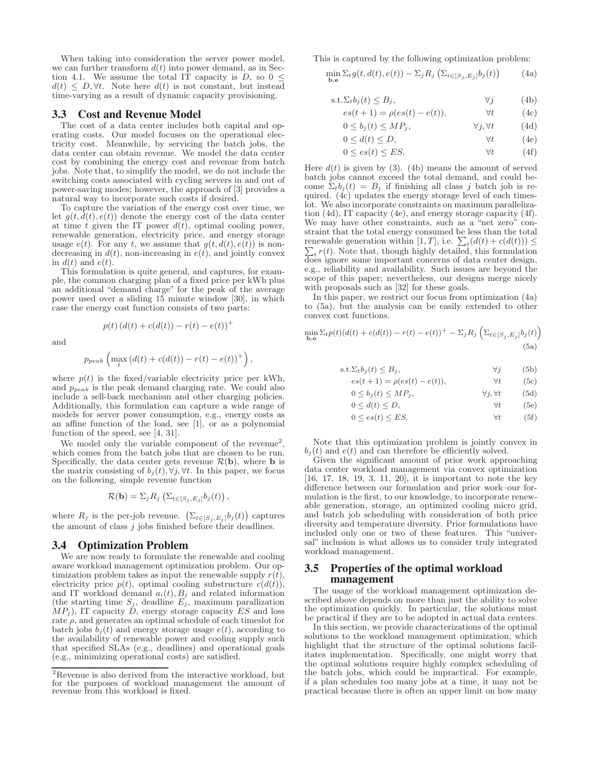When taking into consideration the server power model, we can further transform $d(t)$ into power demand, as in Section 4.1. We assume the total IT capacity is $D$, so $0 \leq d(t) \leq D, \forall t$. Note here $d(t)$ is not constant, but instead time-varying as a result of dynamic capacity provisioning.

## 3.3 Cost and Revenue Model

The cost of a data center includes both capital and operating costs. Our model focuses on the operational electricity cost. Meanwhile, by servicing the batch jobs, the data center can obtain revenue. We model the data center cost by combining the energy cost and revenue from batch jobs. Note that, to simplify the model, we do not include the switching costs associated with cycling servers in and out of power-saving modes; however, the approach of [3] provides a natural way to incorporate such costs if desired.

To capture the variation of the energy cost over time, we let $g(t, d(t), e(t))$ denote the energy cost of the data center at time $t$ given the IT power $d(t)$, optimal cooling power, renewable generation, electricity price, and energy storage usage $e(t)$. For any $t$, we assume that $g(t, d(t), e(t))$ is non-decreasing in $d(t)$, non-increasing in $e(t)$, and jointly convex in $d(t)$ and $e(t)$.

This formulation is quite general, and captures, for example, the common charging plan of a fixed price per kWh plus an additional "demand charge" for the peak of the average power used over a sliding 15 minute window [30], in which case the energy cost function consists of two parts:

$$p(t)\left(d(t) + c(d(t)) - r(t) - e(t)\right)^+$$

and

$$p_{peak}\left(\max_t \left(d(t) + c(d(t)) - r(t) - e(t)\right)^+\right),$$

where $p(t)$ is the fixed/variable electricity price per kWh, and $p_{peak}$ is the peak demand charging rate. We could also include a sell-back mechanism and other charging policies. Additionally, this formulation can capture a wide range of models for server power consumption, e.g., energy costs as an affine function of the load, see [1], or as a polynomial function of the speed, see [4, 31].

We model only the variable component of the revenue[2], which comes from the batch jobs that are chosen to be run. Specifically, the data center gets revenue $\mathcal{R}(\mathbf{b})$, where $\mathbf{b}$ is the matrix consisting of $b_j(t), \forall j, \forall t$. In this paper, we focus on the following, simple revenue function

$$\mathcal{R}(\mathbf{b}) = \Sigma_j R_j \left(\Sigma_{t \in [S_j, E_j]} b_j(t)\right),$$

where $R_j$ is the per-job revenue. $\left(\Sigma_{t \in [S_j, E_j]} b_j(t)\right)$ captures the amount of class $j$ jobs finished before their deadlines.

## 3.4 Optimization Problem

We are now ready to formulate the renewable and cooling aware workload management optimization problem. Our optimization problem takes as input the renewable supply $r(t)$, electricity price $p(t)$, optimal cooling substructure $c(d(t))$, and IT workload demand $a_i(t), B_j$ and related information (the starting time $S_j$, deadline $E_j$, maximum parallization $MP_j$), IT capacity $D$, energy storage capacity $ES$ and loss rate $\rho$, and generates an optimal schedule of each timeslot for batch jobs $b_j(t)$ and energy storage usage $e(t)$, according to the availability of renewable power and cooling supply such that specified SLAs (e.g., deadlines) and operational goals (e.g., minimizing operational costs) are satisfied.

[2] Revenue is also derived from the interactive workload, but for the purposes of workload management the amount of revenue from this workload is fixed.

This is captured by the following optimization problem:

$$\min_{\mathbf{b},\mathbf{e}} \Sigma_t g(t, d(t), e(t)) - \Sigma_j R_j \left(\Sigma_{t \in [S_j, E_j]} b_j(t)\right) \tag{4a}$$

$$\text{s.t.} \Sigma_t b_j(t) \leq B_j, \quad \forall j \tag{4b}$$

$$es(t+1) = \rho(es(t) - e(t)), \quad \forall t \tag{4c}$$

$$0 \leq b_j(t) \leq MP_j, \quad \forall j, \forall t \tag{4d}$$

$$0 \leq d(t) \leq D, \quad \forall t \tag{4e}$$

$$0 \leq es(t) \leq ES. \quad \forall t \tag{4f}$$

Here $d(t)$ is given by (3). (4b) means the amount of served batch jobs cannot exceed the total demand, and could become $\Sigma_t b_j(t) = B_j$ if finishing all class $j$ batch job is required. (4c) updates the energy storage level of each timeslot. We also incorporate constraints on maximum parallelization (4d), IT capacity (4e), and energy storage capacity (4f). We may have other constraints, such as a "net zero" constraint that the total energy consumed be less than the total renewable generation within $[1, T]$, i.e. $\sum_t (d(t) + c(d(t))) \leq \sum_t r(t)$. Note that, though highly detailed, this formulation does ignore some important concerns of data center design, e.g., reliability and availability. Such issues are beyond the scope of this paper; nevertheless, our designs merge nicely with proposals such as [32] for these goals.

In this paper, we restrict our focus from optimization (4a) to (5a), but the analysis can be easily extended to other convex cost functions.

$$\min_{\mathbf{b},\mathbf{e}} \Sigma_t p(t)(d(t) + c(d(t)) - r(t) - e(t))^+ - \Sigma_j R_j \left(\Sigma_{t \in [S_j, E_j]} b_j(t)\right) \tag{5a}$$

$$\text{s.t.} \Sigma_t b_j(t) \leq B_j, \quad \forall j \tag{5b}$$

$$es(t+1) = \rho(es(t) - e(t)), \quad \forall t \tag{5c}$$

$$0 \leq b_j(t) \leq MP_j, \quad \forall j, \forall t \tag{5d}$$

$$0 \leq d(t) \leq D, \quad \forall t \tag{5e}$$

$$0 \leq es(t) \leq ES. \quad \forall t \tag{5f}$$

Note that this optimization problem is jointly convex in $b_j(t)$ and $e(t)$ and can therefore be efficiently solved.

Given the significant amount of prior work approaching data center workload management via convex optimization [16, 17, 18, 19, 3, 11, 20], it is important to note the key difference between our formulation and prior work–our formulation is the first, to our knowledge, to incorporate renewable generation, storage, an optimized cooling micro grid, and batch job scheduling with consideration of both price diversity and temperature diversity. Prior formulations have included only one or two of these features. This "universal" inclusion is what allows us to consider truly integrated workload management.

## 3.5 Properties of the optimal workload management

The usage of the workload management optimization described above depends on more than just the ability to solve the optimization quickly. In particular, the solutions must be practical if they are to be adopted in actual data centers.

In this section, we provide characterizations of the optimal solutions to the workload management optimization, which highlight that the structure of the optimal solutions facilitates implementation. Specifically, one might worry that the optimal solutions require highly complex scheduling of the batch jobs, which could be impractical. For example, if a plan schedules too many jobs at a time, it may not be practical because there is often an upper limit on how many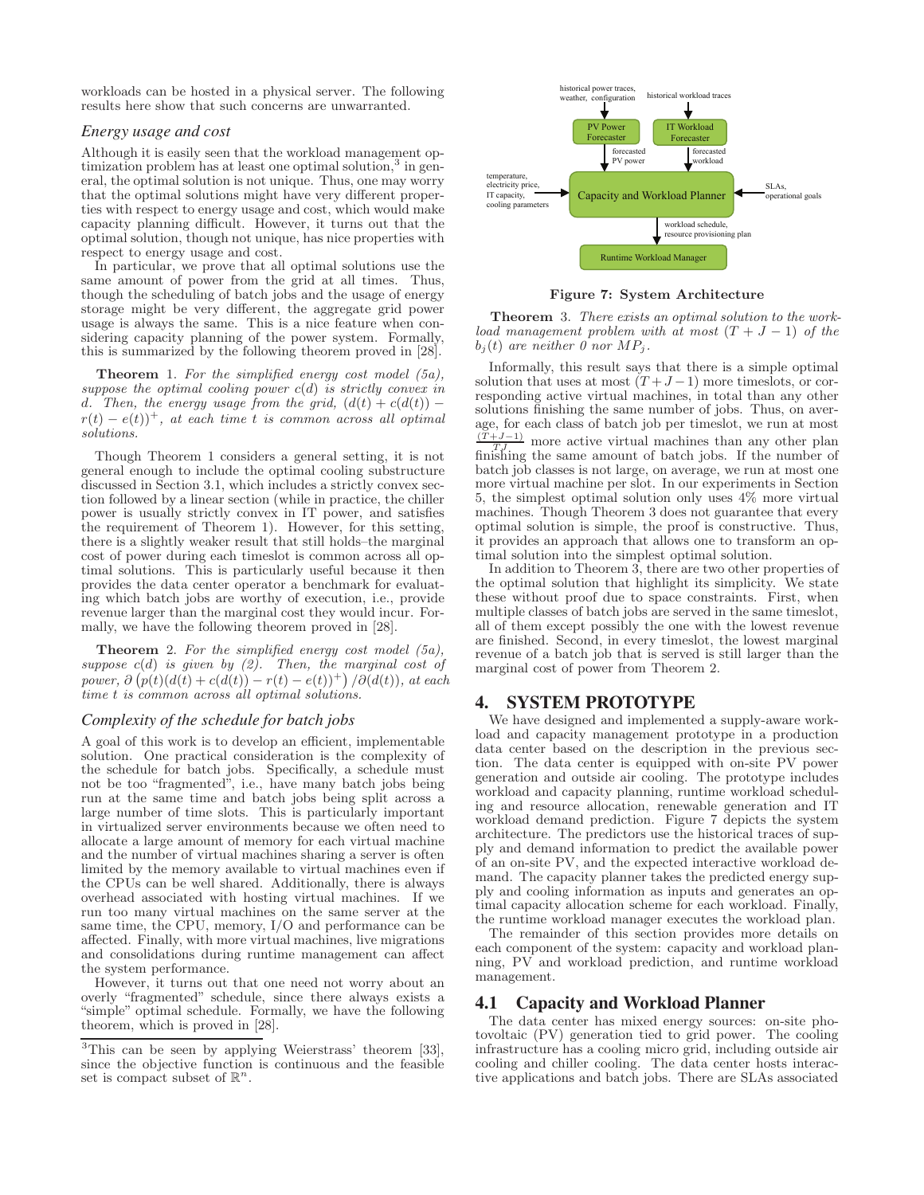workloads can be hosted in a physical server. The following results here show that such concerns are unwarranted.

### *Energy usage and cost*

Although it is easily seen that the workload management optimization problem has at least one optimal solution,[3] in general, the optimal solution is not unique. Thus, one may worry that the optimal solutions might have very different properties with respect to energy usage and cost, which would make capacity planning difficult. However, it turns out that the optimal solution, though not unique, has nice properties with respect to energy usage and cost.

In particular, we prove that all optimal solutions use the same amount of power from the grid at all times. Thus, though the scheduling of batch jobs and the usage of energy storage might be very different, the aggregate grid power usage is always the same. This is a nice feature when considering capacity planning of the power system. Formally, this is summarized by the following theorem proved in [28].

**Theorem** 1. *For the simplified energy cost model (5a), suppose the optimal cooling power $c(d)$ is strictly convex in $d$. Then, the energy usage from the grid, $(d(t) + c(d(t)) - r(t) - e(t))^+$, at each time $t$ is common across all optimal solutions.*

Though Theorem 1 considers a general setting, it is not general enough to include the optimal cooling substructure discussed in Section 3.1, which includes a strictly convex section followed by a linear section (while in practice, the chiller power is usually strictly convex in IT power, and satisfies the requirement of Theorem 1). However, for this setting, there is a slightly weaker result that still holds–the marginal cost of power during each timeslot is common across all optimal solutions. This is particularly useful because it then provides the data center operator a benchmark for evaluating which batch jobs are worthy of execution, i.e., provide revenue larger than the marginal cost they would incur. Formally, we have the following theorem proved in [28].

**Theorem** 2. *For the simplified energy cost model (5a), suppose $c(d)$ is given by (2). Then, the marginal cost of power, $\partial\left(p(t)(d(t) + c(d(t)) - r(t) - e(t))^+\right)/\partial(d(t))$, at each time $t$ is common across all optimal solutions.*

### *Complexity of the schedule for batch jobs*

A goal of this work is to develop an efficient, implementable solution. One practical consideration is the complexity of the schedule for batch jobs. Specifically, a schedule must not be too "fragmented", i.e., have many batch jobs being run at the same time and batch jobs being split across a large number of time slots. This is particularly important in virtualized server environments because we often need to allocate a large amount of memory for each virtual machine and the number of virtual machines sharing a server is often limited by the memory available to virtual machines even if the CPUs can be well shared. Additionally, there is always overhead associated with hosting virtual machines. If we run too many virtual machines on the same server at the same time, the CPU, memory, I/O and performance can be affected. Finally, with more virtual machines, live migrations and consolidations during runtime management can affect the system performance.

However, it turns out that one need not worry about an overly "fragmented" schedule, since there always exists a "simple" optimal schedule. Formally, we have the following theorem, which is proved in [28].

[3] This can be seen by applying Weierstrass' theorem [33], since the objective function is continuous and the feasible set is compact subset of $\mathbb{R}^n$.

**Figure 7: System Architecture**

**Theorem** 3. *There exists an optimal solution to the workload management problem with at most $(T + J - 1)$ of the $b_j(t)$ are neither 0 nor $MP_j$.*

Informally, this result says that there is a simple optimal solution that uses at most $(T + J - 1)$ more timeslots, or corresponding active virtual machines, in total than any other solutions finishing the same number of jobs. Thus, on average, for each class of batch job per timeslot, we run at most $\frac{(T+J-1)}{TJ}$ more active virtual machines than any other plan finishing the same amount of batch jobs. If the number of batch job classes is not large, on average, we run at most one more virtual machine per slot. In our experiments in Section 5, the simplest optimal solution only uses 4% more virtual machines. Though Theorem 3 does not guarantee that every optimal solution is simple, the proof is constructive. Thus, it provides an approach that allows one to transform an optimal solution into the simplest optimal solution.

In addition to Theorem 3, there are two other properties of the optimal solution that highlight its simplicity. We state these without proof due to space constraints. First, when multiple classes of batch jobs are served in the same timeslot, all of them except possibly the one with the lowest revenue are finished. Second, in every timeslot, the lowest marginal revenue of a batch job that is served is still larger than the marginal cost of power from Theorem 2.

## 4. SYSTEM PROTOTYPE

We have designed and implemented a supply-aware workload and capacity management prototype in a production data center based on the description in the previous section. The data center is equipped with on-site PV power generation and outside air cooling. The prototype includes workload and capacity planning, runtime workload scheduling and resource allocation, renewable generation and IT workload demand prediction. Figure 7 depicts the system architecture. The predictors use the historical traces of supply and demand information to predict the available power of an on-site PV, and the expected interactive workload demand. The capacity planner takes the predicted energy supply and cooling information as inputs and generates an optimal capacity allocation scheme for each workload. Finally, the runtime workload manager executes the workload plan.

The remainder of this section provides more details on each component of the system: capacity and workload planning, PV and workload prediction, and runtime workload management.

## 4.1 Capacity and Workload Planner

The data center has mixed energy sources: on-site photovoltaic (PV) generation tied to grid power. The cooling infrastructure has a cooling micro grid, including outside air cooling and chiller cooling. The data center hosts interactive applications and batch jobs. There are SLAs associated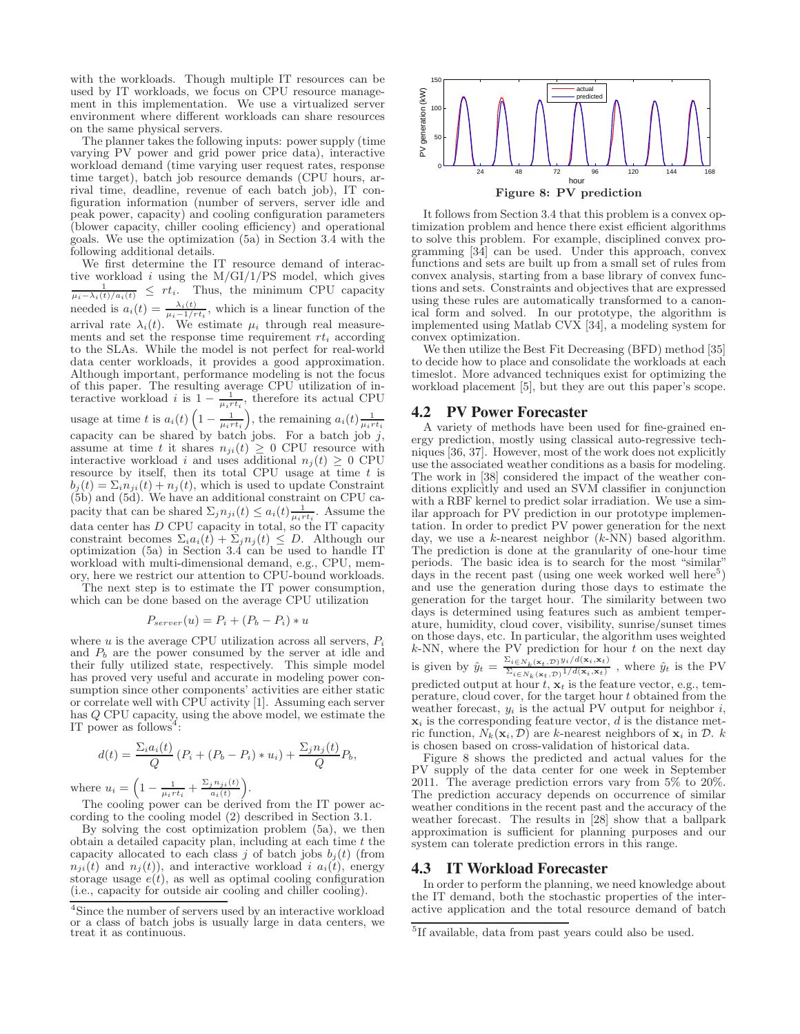with the workloads. Though multiple IT resources can be used by IT workloads, we focus on CPU resource management in this implementation. We use a virtualized server environment where different workloads can share resources on the same physical servers.

The planner takes the following inputs: power supply (time varying PV power and grid power price data), interactive workload demand (time varying user request rates, response time target), batch job resource demands (CPU hours, arrival time, deadline, revenue of each batch job), IT configuration information (number of servers, server idle and peak power, capacity) and cooling configuration parameters (blower capacity, chiller cooling efficiency) and operational goals. We use the optimization (5a) in Section 3.4 with the following additional details.

We first determine the IT resource demand of interactive workload $i$ using the M/GI/1/PS model, which gives $\frac{1}{\mu_i - \lambda_i(t)/a_i(t)} \leq rt_i$. Thus, the minimum CPU capacity needed is $a_i(t) = \frac{\lambda_i(t)}{\mu_i - 1/rt_i}$, which is a linear function of the arrival rate $\lambda_i(t)$. We estimate $\mu_i$ through real measurements and set the response time requirement $rt_i$ according to the SLAs. While the model is not perfect for real-world data center workloads, it provides a good approximation. Although important, performance modeling is not the focus of this paper. The resulting average CPU utilization of interactive workload $i$ is $1 - \frac{1}{\mu_i rt_i}$, therefore its actual CPU usage at time $t$ is $a_i(t)\left(1 - \frac{1}{\mu_i rt_i}\right)$, the remaining $a_i(t)\frac{1}{\mu_i rt_i}$ capacity can be shared by batch jobs. For a batch job $j$, assume at time $t$ it shares $n_{ji}(t) \geq 0$ CPU resource with interactive workload $i$ and uses additional $n_j(t) \geq 0$ CPU resource by itself, then its total CPU usage at time $t$ is $b_j(t) = \Sigma_i n_{ji}(t) + n_j(t)$, which is used to update Constraint (5b) and (5d). We have an additional constraint on CPU capacity that can be shared $\Sigma_j n_{ji}(t) \leq a_i(t)\frac{1}{\mu_i rt_i}$. Assume the data center has $D$ CPU capacity in total, so the IT capacity constraint becomes $\Sigma_i a_i(t) + \Sigma_j n_j(t) \leq D$. Although our optimization (5a) in Section 3.4 can be used to handle IT workload with multi-dimensional demand, e.g., CPU, memory, here we restrict our attention to CPU-bound workloads.

The next step is to estimate the IT power consumption, which can be done based on the average CPU utilization

$$P_{server}(u) = P_i + (P_b - P_i) * u$$

where $u$ is the average CPU utilization across all servers, $P_i$ and $P_b$ are the power consumed by the server at idle and their fully utilized state, respectively. This simple model has proved very useful and accurate in modeling power consumption since other components' activities are either static or correlate well with CPU activity [1]. Assuming each server has $Q$ CPU capacity, using the above model, we estimate the IT power as follows[4]:

$$d(t) = \frac{\Sigma_i a_i(t)}{Q}\left(P_i + (P_b - P_i) * u_i\right) + \frac{\Sigma_j n_j(t)}{Q} P_b,$$

where $u_i = \left(1 - \frac{1}{\mu_i rt_i} + \frac{\Sigma_j n_{ji}(t)}{a_i(t)}\right)$.

The cooling power can be derived from the IT power according to the cooling model (2) described in Section 3.1.

By solving the cost optimization problem (5a), we then obtain a detailed capacity plan, including at each time $t$ the capacity allocated to each class $j$ of batch jobs $b_j(t)$ (from $n_{ji}(t)$ and $n_j(t)$), and interactive workload $i$ $a_i(t)$, energy storage usage $e(t)$, as well as optimal cooling configuration (i.e., capacity for outside air cooling and chiller cooling).

[4]Since the number of servers used by an interactive workload or a class of batch jobs is usually large in data centers, we treat it as continuous.

**Figure 8: PV prediction**

It follows from Section 3.4 that this problem is a convex optimization problem and hence there exist efficient algorithms to solve this problem. For example, disciplined convex programming [34] can be used. Under this approach, convex functions and sets are built up from a small set of rules from convex analysis, starting from a base library of convex functions and sets. Constraints and objectives that are expressed using these rules are automatically transformed to a canonical form and solved. In our prototype, the algorithm is implemented using Matlab CVX [34], a modeling system for convex optimization.

We then utilize the Best Fit Decreasing (BFD) method [35] to decide how to place and consolidate the workloads at each timeslot. More advanced techniques exist for optimizing the workload placement [5], but they are out this paper's scope.

## 4.2 PV Power Forecaster

A variety of methods have been used for fine-grained energy prediction, mostly using classical auto-regressive techniques [36, 37]. However, most of the work does not explicitly use the associated weather conditions as a basis for modeling. The work in [38] considered the impact of the weather conditions explicitly and used an SVM classifier in conjunction with a RBF kernel to predict solar irradiation. We use a similar approach for PV prediction in our prototype implementation. In order to predict PV power generation for the next day, we use a $k$-nearest neighbor ($k$-NN) based algorithm. The prediction is done at the granularity of one-hour time periods. The basic idea is to search for the most "similar" days in the recent past (using one week worked well here[5]) and use the generation during those days to estimate the generation for the target hour. The similarity between two days is determined using features such as ambient temperature, humidity, cloud cover, visibility, sunrise/sunset times on those days, etc. In particular, the algorithm uses weighted $k$-NN, where the PV prediction for hour $t$ on the next day is given by $\hat{y}_t = \frac{\Sigma_{i \in N_k(\mathbf{x}_t, \mathcal{D})} y_i / d(\mathbf{x}_i, \mathbf{x}_t)}{\Sigma_{i \in N_k(\mathbf{x}_t, \mathcal{D})} 1/d(\mathbf{x}_i, \mathbf{x}_t)}$, where $\hat{y}_t$ is the PV predicted output at hour $t$, $\mathbf{x}_t$ is the feature vector, e.g., temperature, cloud cover, for the target hour $t$ obtained from the weather forecast, $y_i$ is the actual PV output for neighbor $i$, $\mathbf{x}_i$ is the corresponding feature vector, $d$ is the distance metric function, $N_k(\mathbf{x}_i, \mathcal{D})$ are $k$-nearest neighbors of $\mathbf{x}_i$ in $\mathcal{D}$. $k$ is chosen based on cross-validation of historical data.

Figure 8 shows the predicted and actual values for the PV supply of the data center for one week in September 2011. The average prediction errors vary from 5% to 20%. The prediction accuracy depends on occurrence of similar weather conditions in the recent past and the accuracy of the weather forecast. The results in [28] show that a ballpark approximation is sufficient for planning purposes and our system can tolerate prediction errors in this range.

## 4.3 IT Workload Forecaster

In order to perform the planning, we need knowledge about the IT demand, both the stochastic properties of the interactive application and the total resource demand of batch

[5]If available, data from past years could also be used.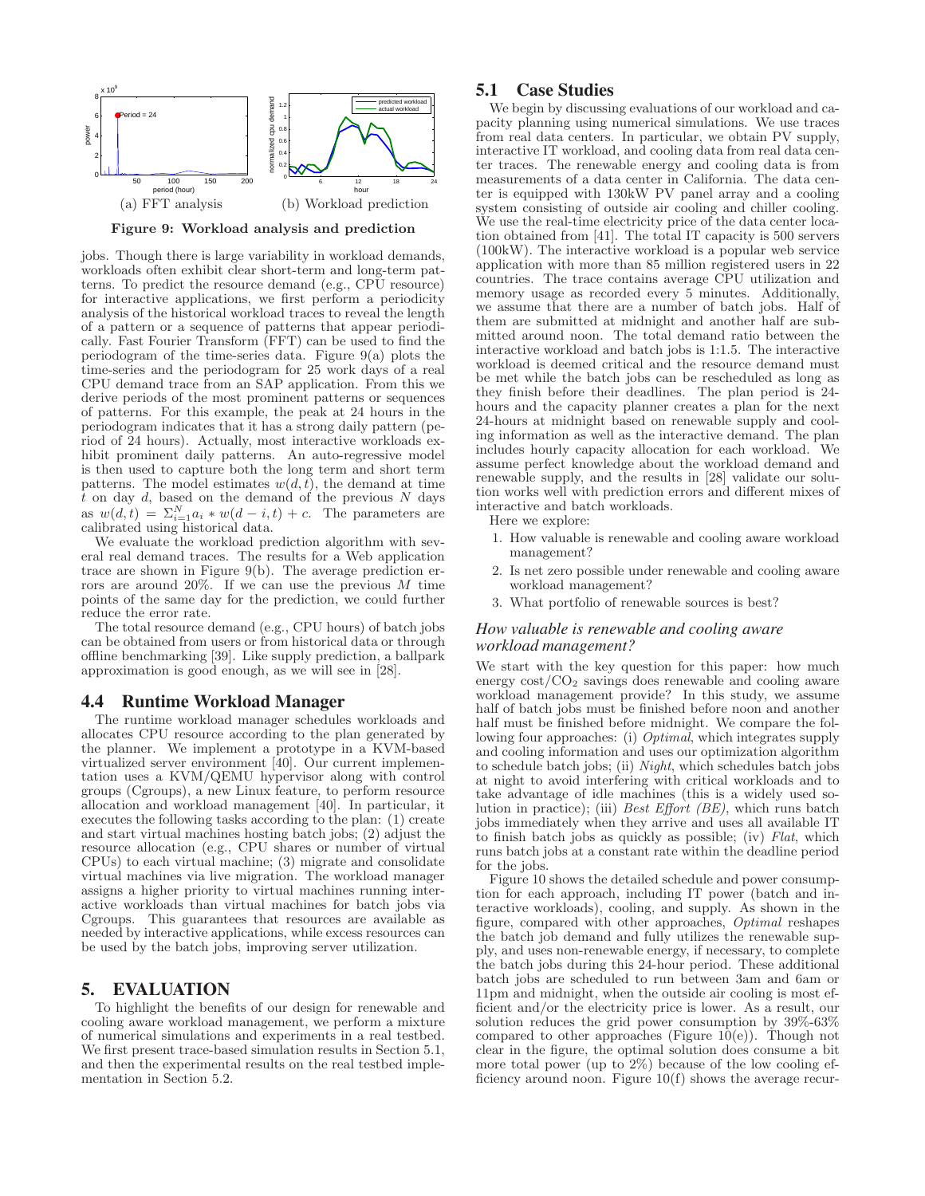(a) FFT analysis (b) Workload prediction

**Figure 9: Workload analysis and prediction**

jobs. Though there is large variability in workload demands, workloads often exhibit clear short-term and long-term patterns. To predict the resource demand (e.g., CPU resource) for interactive applications, we first perform a periodicity analysis of the historical workload traces to reveal the length of a pattern or a sequence of patterns that appear periodically. Fast Fourier Transform (FFT) can be used to find the periodogram of the time-series data. Figure 9(a) plots the time-series and the periodogram for 25 work days of a real CPU demand trace from an SAP application. From this we derive periods of the most prominent patterns or sequences of patterns. For this example, the peak at 24 hours in the periodogram indicates that it has a strong daily pattern (period of 24 hours). Actually, most interactive workloads exhibit prominent daily patterns. An auto-regressive model is then used to capture both the long term and short term patterns. The model estimates $w(d, t)$, the demand at time $t$ on day $d$, based on the demand of the previous $N$ days as $w(d, t) = \Sigma_{i=1}^{N} a_i * w(d - i, t) + c$. The parameters are calibrated using historical data.

We evaluate the workload prediction algorithm with several real demand traces. The results for a Web application trace are shown in Figure 9(b). The average prediction errors are around 20%. If we can use the previous $M$ time points of the same day for the prediction, we could further reduce the error rate.

The total resource demand (e.g., CPU hours) of batch jobs can be obtained from users or from historical data or through offline benchmarking [39]. Like supply prediction, a ballpark approximation is good enough, as we will see in [28].

### 4.4 Runtime Workload Manager

The runtime workload manager schedules workloads and allocates CPU resource according to the plan generated by the planner. We implement a prototype in a KVM-based virtualized server environment [40]. Our current implementation uses a KVM/QEMU hypervisor along with control groups (Cgroups), a new Linux feature, to perform resource allocation and workload management [40]. In particular, it executes the following tasks according to the plan: (1) create and start virtual machines hosting batch jobs; (2) adjust the resource allocation (e.g., CPU shares or number of virtual CPUs) to each virtual machine; (3) migrate and consolidate virtual machines via live migration. The workload manager assigns a higher priority to virtual machines running interactive workloads than virtual machines for batch jobs via Cgroups. This guarantees that resources are available as needed by interactive applications, while excess resources can be used by the batch jobs, improving server utilization.

## 5. EVALUATION

To highlight the benefits of our design for renewable and cooling aware workload management, we perform a mixture of numerical simulations and experiments in a real testbed. We first present trace-based simulation results in Section 5.1, and then the experimental results on the real testbed implementation in Section 5.2.

### 5.1 Case Studies

We begin by discussing evaluations of our workload and capacity planning using numerical simulations. We use traces from real data centers. In particular, we obtain PV supply, interactive IT workload, and cooling data from real data center traces. The renewable energy and cooling data is from measurements of a data center in California. The data center is equipped with 130kW PV panel array and a cooling system consisting of outside air cooling and chiller cooling. We use the real-time electricity price of the data center location obtained from [41]. The total IT capacity is 500 servers (100kW). The interactive workload is a popular web service application with more than 85 million registered users in 22 countries. The trace contains average CPU utilization and memory usage as recorded every 5 minutes. Additionally, we assume that there are a number of batch jobs. Half of them are submitted at midnight and another half are submitted around noon. The total demand ratio between the interactive workload and batch jobs is 1:1.5. The interactive workload is deemed critical and the resource demand must be met while the batch jobs can be rescheduled as long as they finish before their deadlines. The plan period is 24-hours and the capacity planner creates a plan for the next 24-hours at midnight based on renewable supply and cooling information as well as the interactive demand. The plan includes hourly capacity allocation for each workload. We assume perfect knowledge about the workload demand and renewable supply, and the results in [28] validate our solution works well with prediction errors and different mixes of interactive and batch workloads.

Here we explore:

1. How valuable is renewable and cooling aware workload management?
2. Is net zero possible under renewable and cooling aware workload management?
3. What portfolio of renewable sources is best?

#### *How valuable is renewable and cooling aware workload management?*

We start with the key question for this paper: how much energy cost/$CO_2$ savings does renewable and cooling aware workload management provide? In this study, we assume half of batch jobs must be finished before noon and another half must be finished before midnight. We compare the following four approaches: (i) *Optimal*, which integrates supply and cooling information and uses our optimization algorithm to schedule batch jobs; (ii) *Night*, which schedules batch jobs at night to avoid interfering with critical workloads and to take advantage of idle machines (this is a widely used solution in practice); (iii) *Best Effort (BE)*, which runs batch jobs immediately when they arrive and uses all available IT to finish batch jobs as quickly as possible; (iv) *Flat*, which runs batch jobs at a constant rate within the deadline period for the jobs.

Figure 10 shows the detailed schedule and power consumption for each approach, including IT power (batch and interactive workloads), cooling, and supply. As shown in the figure, compared with other approaches, *Optimal* reshapes the batch job demand and fully utilizes the renewable supply, and uses non-renewable energy, if necessary, to complete the batch jobs during this 24-hour period. These additional batch jobs are scheduled to run between 3am and 6am or 11pm and midnight, when the outside air cooling is most efficient and/or the electricity price is lower. As a result, our solution reduces the grid power consumption by 39%-63% compared to other approaches (Figure 10(e)). Though not clear in the figure, the optimal solution does consume a bit more total power (up to 2%) because of the low cooling efficiency around noon. Figure 10(f) shows the average recur-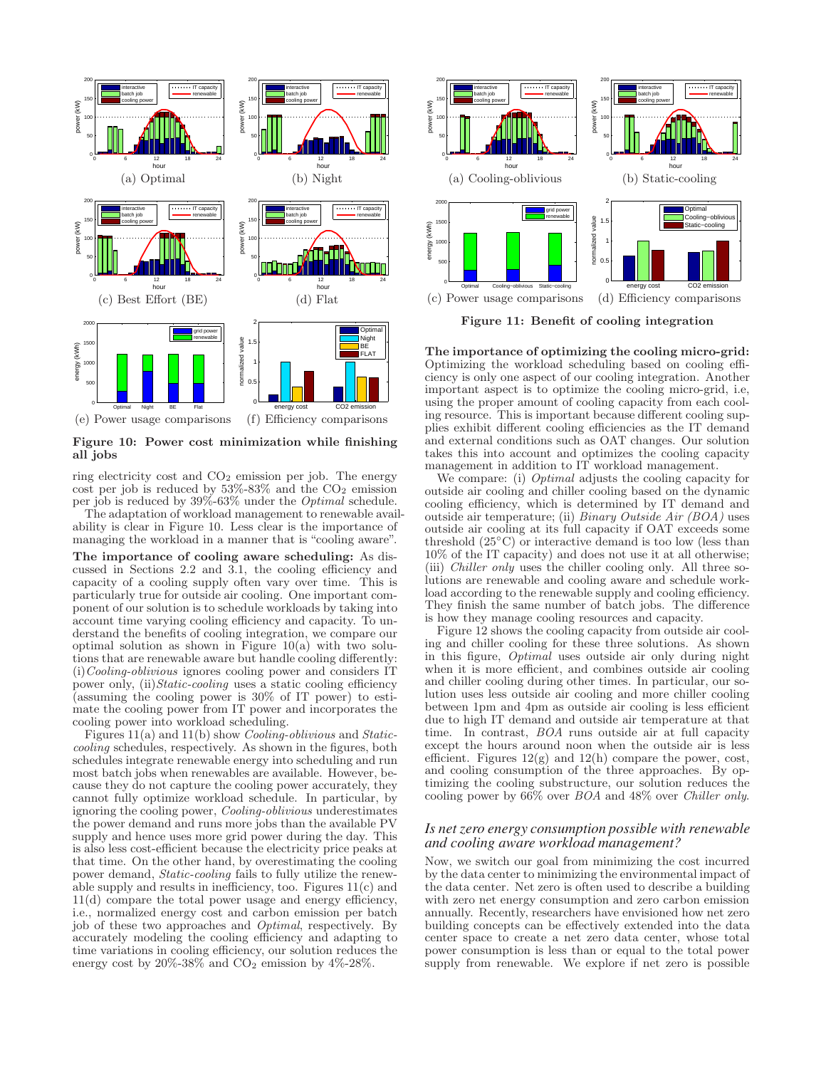(a) Optimal (b) Night

(c) Best Effort (BE) (d) Flat

(e) Power usage comparisons (f) Efficiency comparisons

**Figure 10: Power cost minimization while finishing all jobs**

ring electricity cost and $CO_2$ emission per job. The energy cost per job is reduced by 53%-83% and the $CO_2$ emission per job is reduced by 39%-63% under the *Optimal* schedule.

The adaptation of workload management to renewable availability is clear in Figure 10. Less clear is the importance of managing the workload in a manner that is "cooling aware".

**The importance of cooling aware scheduling:** As discussed in Sections 2.2 and 3.1, the cooling efficiency and capacity of a cooling supply often vary over time. This is particularly true for outside air cooling. One important component of our solution is to schedule workloads by taking into account time varying cooling efficiency and capacity. To understand the benefits of cooling integration, we compare our optimal solution as shown in Figure 10(a) with two solutions that are renewable aware but handle cooling differently: (i)*Cooling-oblivious* ignores cooling power and considers IT power only, (ii)*Static-cooling* uses a static cooling efficiency (assuming the cooling power is 30% of IT power) to estimate the cooling power from IT power and incorporates the cooling power into workload scheduling.

Figures 11(a) and 11(b) show *Cooling-oblivious* and *Static-cooling* schedules, respectively. As shown in the figures, both schedules integrate renewable energy into scheduling and run most batch jobs when renewables are available. However, because they do not capture the cooling power accurately, they cannot fully optimize workload schedule. In particular, by ignoring the cooling power, *Cooling-oblivious* underestimates the power demand and runs more jobs than the available PV supply and hence uses more grid power during the day. This is also less cost-efficient because the electricity price peaks at that time. On the other hand, by overestimating the cooling power demand, *Static-cooling* fails to fully utilize the renewable supply and results in inefficiency, too. Figures 11(c) and 11(d) compare the total power usage and energy efficiency, i.e., normalized energy cost and carbon emission per batch job of these two approaches and *Optimal*, respectively. By accurately modeling the cooling efficiency and adapting to time variations in cooling efficiency, our solution reduces the energy cost by 20%-38% and $CO_2$ emission by 4%-28%.

(a) Cooling-oblivious (b) Static-cooling

(c) Power usage comparisons (d) Efficiency comparisons

**Figure 11: Benefit of cooling integration**

**The importance of optimizing the cooling micro-grid:** Optimizing the workload scheduling based on cooling efficiency is only one aspect of our cooling integration. Another important aspect is to optimize the cooling micro-grid, i.e, using the proper amount of cooling capacity from each cooling resource. This is important because different cooling supplies exhibit different cooling efficiencies as the IT demand and external conditions such as OAT changes. Our solution takes this into account and optimizes the cooling capacity management in addition to IT workload management.

We compare: (i) *Optimal* adjusts the cooling capacity for outside air cooling and chiller cooling based on the dynamic cooling efficiency, which is determined by IT demand and outside air temperature; (ii) *Binary Outside Air (BOA)* uses outside air cooling at its full capacity if OAT exceeds some threshold (25°C) or interactive demand is too low (less than 10% of the IT capacity) and does not use it at all otherwise; (iii) *Chiller only* uses the chiller cooling only. All three solutions are renewable and cooling aware and schedule workload according to the renewable supply and cooling efficiency. They finish the same number of batch jobs. The difference is how they manage cooling resources and capacity.

Figure 12 shows the cooling capacity from outside air cooling and chiller cooling for these three solutions. As shown in this figure, *Optimal* uses outside air only during night when it is more efficient, and combines outside air cooling and chiller cooling during other times. In particular, our solution uses less outside air cooling and more chiller cooling between 1pm and 4pm as outside air cooling is less efficient due to high IT demand and outside air temperature at that time. In contrast, *BOA* runs outside air at full capacity except the hours around noon when the outside air is less efficient. Figures 12(g) and 12(h) compare the power, cost, and cooling consumption of the three approaches. By optimizing the cooling substructure, our solution reduces the cooling power by 66% over *BOA* and 48% over *Chiller only*.

### *Is net zero energy consumption possible with renewable and cooling aware workload management?*

Now, we switch our goal from minimizing the cost incurred by the data center to minimizing the environmental impact of the data center. Net zero is often used to describe a building with zero net energy consumption and zero carbon emission annually. Recently, researchers have envisioned how net zero building concepts can be effectively extended into the data center space to create a net zero data center, whose total power consumption is less than or equal to the total power supply from renewable. We explore if net zero is possible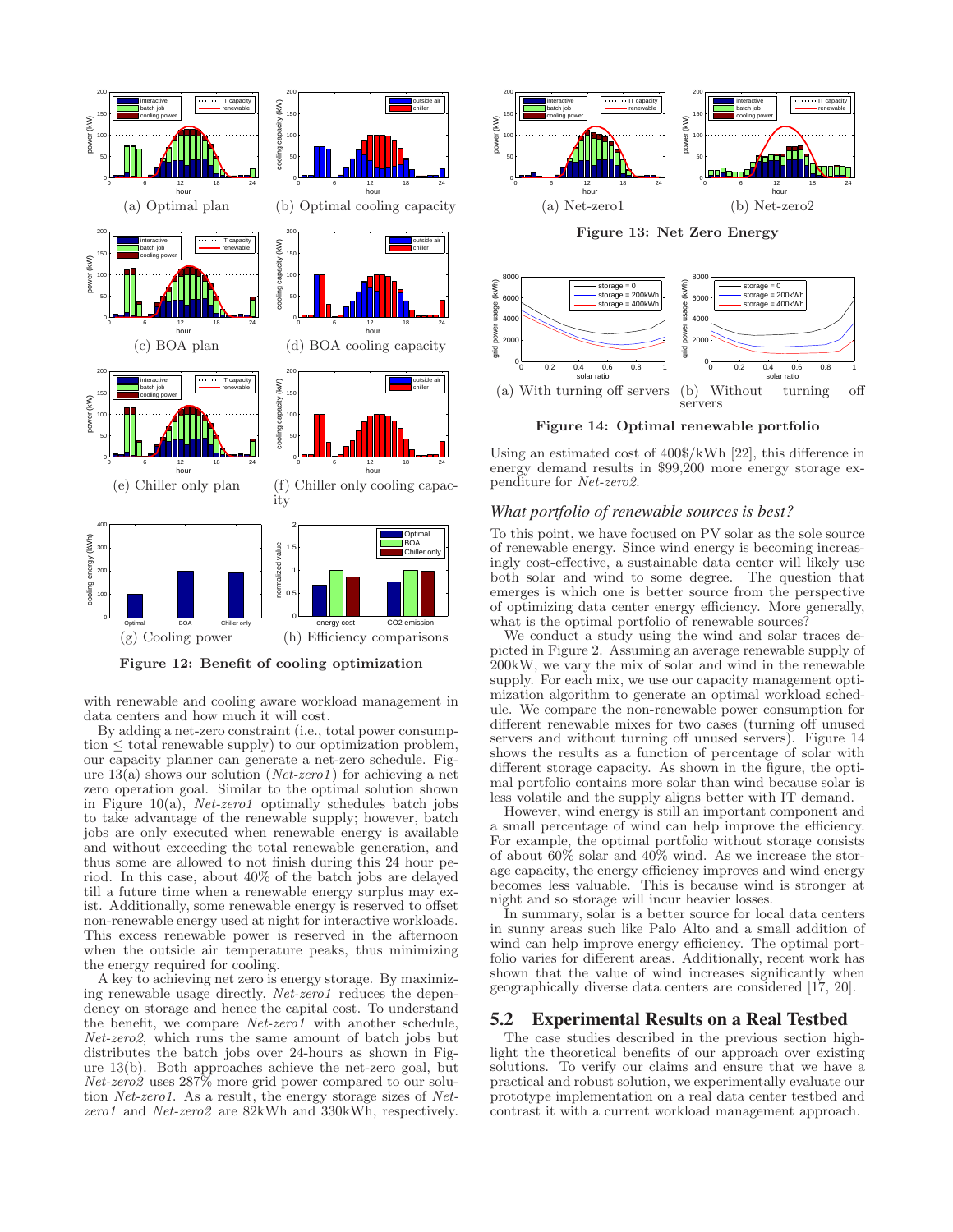(a) Optimal plan

(b) Optimal cooling capacity

(c) BOA plan

(d) BOA cooling capacity

(e) Chiller only plan

(f) Chiller only cooling capacity

(g) Cooling power

(h) Efficiency comparisons

**Figure 12: Benefit of cooling optimization**

with renewable and cooling aware workload management in data centers and how much it will cost.

By adding a net-zero constraint (i.e., total power consumption ≤ total renewable supply) to our optimization problem, our capacity planner can generate a net-zero schedule. Figure 13(a) shows our solution (*Net-zero1*) for achieving a net zero operation goal. Similar to the optimal solution shown in Figure 10(a), *Net-zero1* optimally schedules batch jobs to take advantage of the renewable supply; however, batch jobs are only executed when renewable energy is available and without exceeding the total renewable generation, and thus some are allowed to not finish during this 24 hour period. In this case, about 40% of the batch jobs are delayed till a future time when a renewable energy surplus may exist. Additionally, some renewable energy is reserved to offset non-renewable energy used at night for interactive workloads. This excess renewable power is reserved in the afternoon when the outside air temperature peaks, thus minimizing the energy required for cooling.

A key to achieving net zero is energy storage. By maximizing renewable usage directly, *Net-zero1* reduces the dependency on storage and hence the capital cost. To understand the benefit, we compare *Net-zero1* with another schedule, *Net-zero2*, which runs the same amount of batch jobs but distributes the batch jobs over 24-hours as shown in Figure 13(b). Both approaches achieve the net-zero goal, but *Net-zero2* uses 287% more grid power compared to our solution *Net-zero1*. As a result, the energy storage sizes of *Net-zero1* and *Net-zero2* are 82kWh and 330kWh, respectively.

(a) Net-zero1

(b) Net-zero2

**Figure 13: Net Zero Energy**

(a) With turning off servers

(b) Without turning off servers

**Figure 14: Optimal renewable portfolio**

Using an estimated cost of 400$/kWh [22], this difference in energy demand results in $99,200 more energy storage expenditure for *Net-zero2*.

### *What portfolio of renewable sources is best?*

To this point, we have focused on PV solar as the sole source of renewable energy. Since wind energy is becoming increasingly cost-effective, a sustainable data center will likely use both solar and wind to some degree. The question that emerges is which one is better source from the perspective of optimizing data center energy efficiency. More generally, what is the optimal portfolio of renewable sources?

We conduct a study using the wind and solar traces depicted in Figure 2. Assuming an average renewable supply of 200kW, we vary the mix of solar and wind in the renewable supply. For each mix, we use our capacity management optimization algorithm to generate an optimal workload schedule. We compare the non-renewable power consumption for different renewable mixes for two cases (turning off unused servers and without turning off unused servers). Figure 14 shows the results as a function of percentage of solar with different storage capacity. As shown in the figure, the optimal portfolio contains more solar than wind because solar is less volatile and the supply aligns better with IT demand.

However, wind energy is still an important component and a small percentage of wind can help improve the efficiency. For example, the optimal portfolio without storage consists of about 60% solar and 40% wind. As we increase the storage capacity, the energy efficiency improves and wind energy becomes less valuable. This is because wind is stronger at night and so storage will incur heavier losses.

In summary, solar is a better source for local data centers in sunny areas such like Palo Alto and a small addition of wind can help improve energy efficiency. The optimal portfolio varies for different areas. Additionally, recent work has shown that the value of wind increases significantly when geographically diverse data centers are considered [17, 20].

## 5.2 Experimental Results on a Real Testbed

The case studies described in the previous section highlight the theoretical benefits of our approach over existing solutions. To verify our claims and ensure that we have a practical and robust solution, we experimentally evaluate our prototype implementation on a real data center testbed and contrast it with a current workload management approach.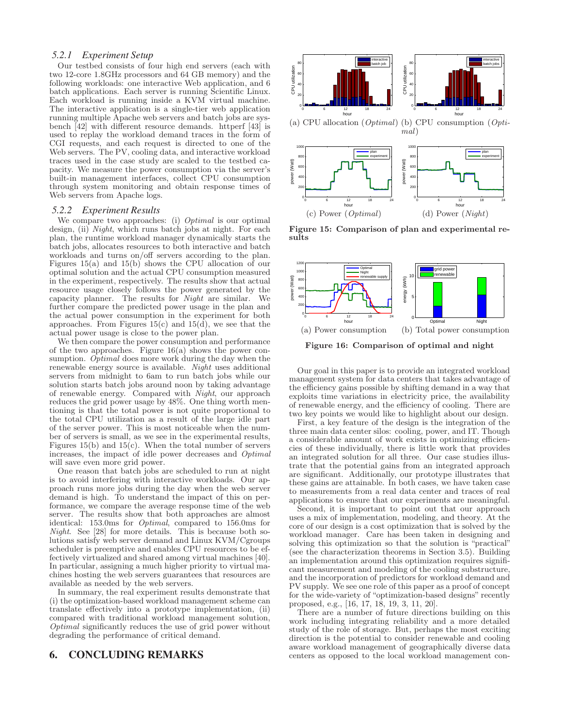### 5.2.1 Experiment Setup

Our testbed consists of four high end servers (each with two 12-core 1.8GHz processors and 64 GB memory) and the following workloads: one interactive Web application, and 6 batch applications. Each server is running Scientific Linux. Each workload is running inside a KVM virtual machine. The interactive application is a single-tier web application running multiple Apache web servers and batch jobs are sysbench [42] with different resource demands. httperf [43] is used to replay the workload demand traces in the form of CGI requests, and each request is directed to one of the Web servers. The PV, cooling data, and interactive workload traces used in the case study are scaled to the testbed capacity. We measure the power consumption via the server's built-in management interfaces, collect CPU consumption through system monitoring and obtain response times of Web servers from Apache logs.

### 5.2.2 Experiment Results

We compare two approaches: (i) *Optimal* is our optimal design, (ii) *Night*, which runs batch jobs at night. For each plan, the runtime workload manager dynamically starts the batch jobs, allocates resources to both interactive and batch workloads and turns on/off servers according to the plan. Figures 15(a) and 15(b) shows the CPU allocation of our optimal solution and the actual CPU consumption measured in the experiment, respectively. The results show that actual resource usage closely follows the power generated by the capacity planner. The results for *Night* are similar. We further compare the predicted power usage in the plan and the actual power consumption in the experiment for both approaches. From Figures 15(c) and 15(d), we see that the actual power usage is close to the power plan.

We then compare the power consumption and performance of the two approaches. Figure 16(a) shows the power consumption. *Optimal* does more work during the day when the renewable energy source is available. *Night* uses additional servers from midnight to 6am to run batch jobs while our solution starts batch jobs around noon by taking advantage of renewable energy. Compared with *Night*, our approach reduces the grid power usage by 48%. One thing worth mentioning is that the total power is not quite proportional to the total CPU utilization as a result of the large idle part of the server power. This is most noticeable when the number of servers is small, as we see in the experimental results, Figures 15(b) and 15(c). When the total number of servers increases, the impact of idle power decreases and *Optimal* will save even more grid power.

One reason that batch jobs are scheduled to run at night is to avoid interfering with interactive workloads. Our approach runs more jobs during the day when the web server demand is high. To understand the impact of this on performance, we compare the average response time of the web server. The results show that both approaches are almost identical: 153.0ms for *Optimal*, compared to 156.0ms for *Night*. See [28] for more details. This is because both solutions satisfy web server demand and Linux KVM/Cgroups scheduler is preemptive and enables CPU resources to be effectively virtualized and shared among virtual machines [40]. In particular, assigning a much higher priority to virtual machines hosting the web servers guarantees that resources are available as needed by the web servers.

In summary, the real experiment results demonstrate that (i) the optimization-based workload management scheme can translate effectively into a prototype implementation, (ii) compared with traditional workload management solution, *Optimal* significantly reduces the use of grid power without degrading the performance of critical demand.

(a) CPU allocation (*Optimal*) (b) CPU consumption (*Optimal*)

(c) Power (*Optimal*) (d) Power (*Night*)

**Figure 15: Comparison of plan and experimental results**

(a) Power consumption (b) Total power consumption

**Figure 16: Comparison of optimal and night**

## 6. CONCLUDING REMARKS

Our goal in this paper is to provide an integrated workload management system for data centers that takes advantage of the efficiency gains possible by shifting demand in a way that exploits time variations in electricity price, the availability of renewable energy, and the efficiency of cooling. There are two key points we would like to highlight about our design.

First, a key feature of the design is the integration of the three main data center silos: cooling, power, and IT. Though a considerable amount of work exists in optimizing efficiencies of these individually, there is little work that provides an integrated solution for all three. Our case studies illustrate that the potential gains from an integrated approach are significant. Additionally, our prototype illustrates that these gains are attainable. In both cases, we have taken case to measurements from a real data center and traces of real applications to ensure that our experiments are meaningful.

Second, it is important to point out that our approach uses a mix of implementation, modeling, and theory. At the core of our design is a cost optimization that is solved by the workload manager. Care has been taken in designing and solving this optimization so that the solution is "practical" (see the characterization theorems in Section 3.5). Building an implementation around this optimization requires significant measurement and modeling of the cooling substructure, and the incorporation of predictors for workload demand and PV supply. We see one role of this paper as a proof of concept for the wide-variety of "optimization-based designs" recently proposed, e.g., [16, 17, 18, 19, 3, 11, 20].

There are a number of future directions building on this work including integrating reliability and a more detailed study of the role of storage. But, perhaps the most exciting direction is the potential to consider renewable and cooling aware workload management of geographically diverse data centers as opposed to the local workload management con-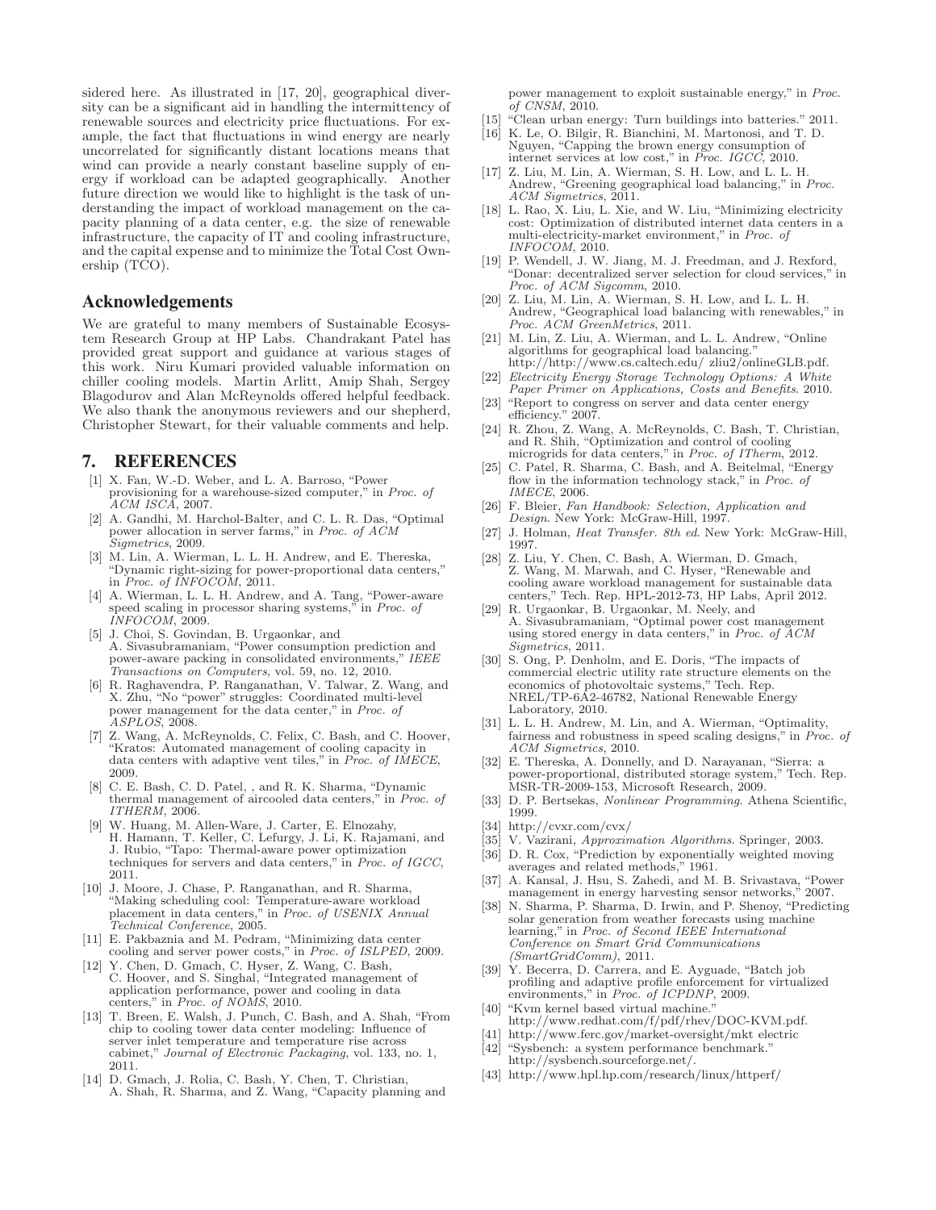sidered here. As illustrated in [17, 20], geographical diversity can be a significant aid in handling the intermittency of renewable sources and electricity price fluctuations. For example, the fact that fluctuations in wind energy are nearly uncorrelated for significantly distant locations means that wind can provide a nearly constant baseline supply of energy if workload can be adapted geographically. Another future direction we would like to highlight is the task of understanding the impact of workload management on the capacity planning of a data center, e.g. the size of renewable infrastructure, the capacity of IT and cooling infrastructure, and the capital expense and to minimize the Total Cost Ownership (TCO).

## Acknowledgements

We are grateful to many members of Sustainable Ecosystem Research Group at HP Labs. Chandrakant Patel has provided great support and guidance at various stages of this work. Niru Kumari provided valuable information on chiller cooling models. Martin Arlitt, Amip Shah, Sergey Blagodurov and Alan McReynolds offered helpful feedback. We also thank the anonymous reviewers and our shepherd, Christopher Stewart, for their valuable comments and help.

## 7. REFERENCES

[1] X. Fan, W.-D. Weber, and L. A. Barroso, "Power provisioning for a warehouse-sized computer," in *Proc. of ACM ISCA*, 2007.

[2] A. Gandhi, M. Harchol-Balter, and C. L. R. Das, "Optimal power allocation in server farms," in *Proc. of ACM Sigmetrics*, 2009.

[3] M. Lin, A. Wierman, L. L. H. Andrew, and E. Thereska, "Dynamic right-sizing for power-proportional data centers," in *Proc. of INFOCOM*, 2011.

[4] A. Wierman, L. L. H. Andrew, and A. Tang, "Power-aware speed scaling in processor sharing systems," in *Proc. of INFOCOM*, 2009.

[5] J. Choi, S. Govindan, B. Urgaonkar, and A. Sivasubramaniam, "Power consumption prediction and power-aware packing in consolidated environments," *IEEE Transactions on Computers*, vol. 59, no. 12, 2010.

[6] R. Raghavendra, P. Ranganathan, V. Talwar, Z. Wang, and X. Zhu, "No "power" struggles: Coordinated multi-level power management for the data center," in *Proc. of ASPLOS*, 2008.

[7] Z. Wang, A. McReynolds, C. Felix, C. Bash, and C. Hoover, "Kratos: Automated management of cooling capacity in data centers with adaptive vent tiles," in *Proc. of IMECE*, 2009.

[8] C. E. Bash, C. D. Patel, , and R. K. Sharma, "Dynamic thermal management of aircooled data centers," in *Proc. of ITHERM*, 2006.

[9] W. Huang, M. Allen-Ware, J. Carter, E. Elnozahy, H. Hamann, T. Keller, C. Lefurgy, J. Li, K. Rajamani, and J. Rubio, "Tapo: Thermal-aware power optimization techniques for servers and data centers," in *Proc. of IGCC*, 2011.

[10] J. Moore, J. Chase, P. Ranganathan, and R. Sharma, "Making scheduling cool: Temperature-aware workload placement in data centers," in *Proc. of USENIX Annual Technical Conference*, 2005.

[11] E. Pakbaznia and M. Pedram, "Minimizing data center cooling and server power costs," in *Proc. of ISLPED*, 2009.

[12] Y. Chen, D. Gmach, C. Hyser, Z. Wang, C. Bash, C. Hoover, and S. Singhal, "Integrated management of application performance, power and cooling in data centers," in *Proc. of NOMS*, 2010.

[13] T. Breen, E. Walsh, J. Punch, C. Bash, and A. Shah, "From chip to cooling tower data center modeling: Influence of server inlet temperature and temperature rise across cabinet," *Journal of Electronic Packaging*, vol. 133, no. 1, 2011.

[14] D. Gmach, J. Rolia, C. Bash, Y. Chen, T. Christian, A. Shah, R. Sharma, and Z. Wang, "Capacity planning and power management to exploit sustainable energy," in *Proc. of CNSM*, 2010.

[15] "Clean urban energy: Turn buildings into batteries." 2011.

[16] K. Le, O. Bilgir, R. Bianchini, M. Martonosi, and T. D. Nguyen, "Capping the brown energy consumption of internet services at low cost," in *Proc. IGCC*, 2010.

[17] Z. Liu, M. Lin, A. Wierman, S. H. Low, and L. L. H. Andrew, "Greening geographical load balancing," in *Proc. ACM Sigmetrics*, 2011.

[18] L. Rao, X. Liu, L. Xie, and W. Liu, "Minimizing electricity cost: Optimization of distributed internet data centers in a multi-electricity-market environment," in *Proc. of INFOCOM*, 2010.

[19] P. Wendell, J. W. Jiang, M. J. Freedman, and J. Rexford, "Donar: decentralized server selection for cloud services," in *Proc. of ACM Sigcomm*, 2010.

[20] Z. Liu, M. Lin, A. Wierman, S. H. Low, and L. L. H. Andrew, "Geographical load balancing with renewables," in *Proc. ACM GreenMetrics*, 2011.

[21] M. Lin, Z. Liu, A. Wierman, and L. L. Andrew, "Online algorithms for geographical load balancing." http://http://www.cs.caltech.edu/ zliu2/onlineGLB.pdf.

[22] *Electricity Energy Storage Technology Options: A White Paper Primer on Applications, Costs and Benefits*. 2010.

[23] "Report to congress on server and data center energy efficiency." 2007.

[24] R. Zhou, Z. Wang, A. McReynolds, C. Bash, T. Christian, and R. Shih, "Optimization and control of cooling microgrids for data centers," in *Proc. of ITherm*, 2012.

[25] C. Patel, R. Sharma, C. Bash, and A. Beitelmal, "Energy flow in the information technology stack," in *Proc. of IMECE*, 2006.

[26] F. Bleier, *Fan Handbook: Selection, Application and Design*. New York: McGraw-Hill, 1997.

[27] J. Holman, *Heat Transfer. 8th ed*. New York: McGraw-Hill, 1997.

[28] Z. Liu, Y. Chen, C. Bash, A. Wierman, D. Gmach, Z. Wang, M. Marwah, and C. Hyser, "Renewable and cooling aware workload management for sustainable data centers," Tech. Rep. HPL-2012-73, HP Labs, April 2012.

[29] R. Urgaonkar, B. Urgaonkar, M. Neely, and A. Sivasubramaniam, "Optimal power cost management using stored energy in data centers," in *Proc. of ACM Sigmetrics*, 2011.

[30] S. Ong, P. Denholm, and E. Doris, "The impacts of commercial electric utility rate structure elements on the economics of photovoltaic systems," Tech. Rep. NREL/TP-6A2-46782, National Renewable Energy Laboratory, 2010.

[31] L. L. H. Andrew, M. Lin, and A. Wierman, "Optimality, fairness and robustness in speed scaling designs," in *Proc. of ACM Sigmetrics*, 2010.

[32] E. Thereska, A. Donnelly, and D. Narayanan, "Sierra: a power-proportional, distributed storage system," Tech. Rep. MSR-TR-2009-153, Microsoft Research, 2009.

[33] D. P. Bertsekas, *Nonlinear Programming*. Athena Scientific, 1999.

[34] http://cvxr.com/cvx/

[35] V. Vazirani, *Approximation Algorithms*. Springer, 2003.

[36] D. R. Cox, "Prediction by exponentially weighted moving averages and related methods," 1961.

[37] A. Kansal, J. Hsu, S. Zahedi, and M. B. Srivastava, "Power management in energy harvesting sensor networks," 2007.

[38] N. Sharma, P. Sharma, D. Irwin, and P. Shenoy, "Predicting solar generation from weather forecasts using machine learning," in *Proc. of Second IEEE International Conference on Smart Grid Communications (SmartGridComm)*, 2011.

[39] Y. Becerra, D. Carrera, and E. Ayguade, "Batch job profiling and adaptive profile enforcement for virtualized environments," in *Proc. of ICPDNP*, 2009.

[40] "Kvm kernel based virtual machine." http://www.redhat.com/f/pdf/rhev/DOC-KVM.pdf.

[41] http://www.ferc.gov/market-oversight/mkt electric

[42] "Sysbench: a system performance benchmark." http://sysbench.sourceforge.net/.

[43] http://www.hpl.hp.com/research/linux/httperf/